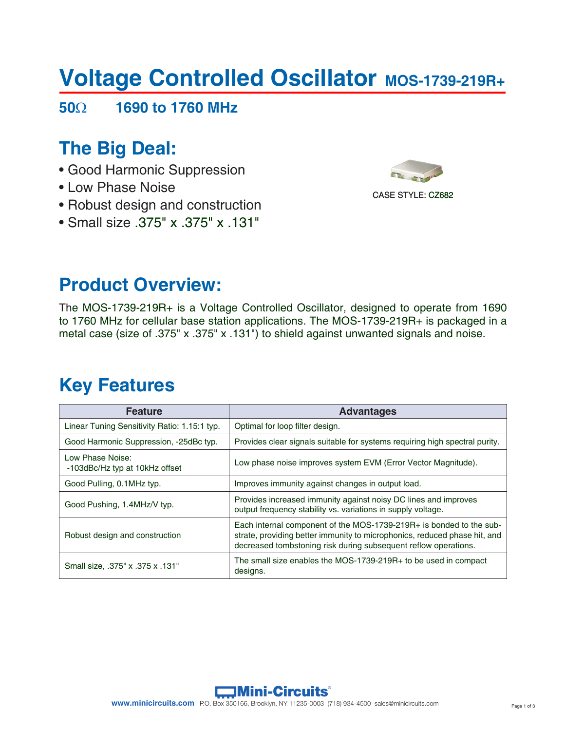# Voltage Controlled Oscillator MOS-1739-219R+

**50Ω 1690 to 1760 MHz**

## The Big Deal:

- Good Harmonic Suppression
- Low Phase Noise
- Robust design and construction
- Small size .375" x .375" x .131"

CASE STYLE: CZ682

## Product Overview:

The MOS-1739-219R+ is a Voltage Controlled Oscillator, designed to operate from 1690 to 1760 MHz for cellular base station applications. The MOS-1739-219R+ is packaged in a metal case (size of .375" x .375" x .131") to shield against unwanted signals and noise.

## Key Features

| Feature | Advantages |
|---|---|
| Linear Tuning Sensitivity Ratio: 1.15:1 typ. | Optimal for loop filter design. |
| Good Harmonic Suppression, -25dBc typ. | Provides clear signals suitable for systems requiring high spectral purity. |
| Low Phase Noise: -103dBc/Hz typ at 10kHz offset | Low phase noise improves system EVM (Error Vector Magnitude). |
| Good Pulling, 0.1MHz typ. | Improves immunity against changes in output load. |
| Good Pushing, 1.4MHz/V typ. | Provides increased immunity against noisy DC lines and improves output frequency stability vs. variations in supply voltage. |
| Robust design and construction | Each internal component of the MOS-1739-219R+ is bonded to the substrate, providing better immunity to microphonics, reduced phase hit, and decreased tombstoning risk during subsequent reflow operations. |
| Small size, .375" x .375 x .131" | The small size enables the MOS-1739-219R+ to be used in compact designs. |

Mini-Circuits®

www.minicircuits.com P.O. Box 350166, Brooklyn, NY 11235-0003 (718) 934-4500 sales@minicircuits.com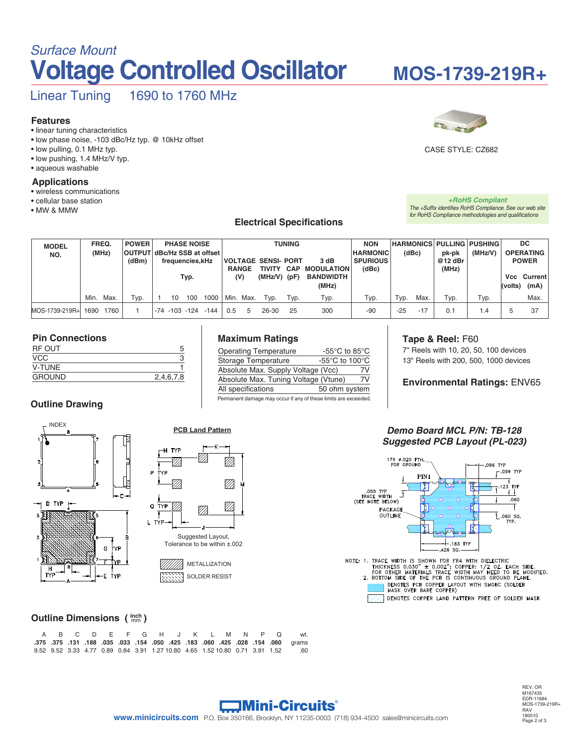*Surface Mount*

# Voltage Controlled Oscillator

# MOS-1739-219R+

## Linear Tuning 1690 to 1760 MHz

### Features
- linear tuning characteristics
- low phase noise, -103 dBc/Hz typ. @ 10kHz offset
- low pulling, 0.1 MHz typ.
- low pushing, 1.4 MHz/V typ.
- aqueous washable

### Applications
- wireless communications
- cellular base station
- MW & MMW

CASE STYLE: CZ682

***+RoHS Compliant***
*The +Suffix identifies RoHS Compliance. See our web site for RoHS Compliance methodologies and qualifications*

## Electrical Specifications

| MODEL NO. | FREQ. (MHz) | | POWER OUTPUT (dBm) | PHASE NOISE dBc/Hz SSB at offset frequencies,kHz Typ. | | | | TUNING | | | | | | NON HARMONIC SPURIOUS (dBc) | HARMONICS (dBc) | | PULLING pk-pk @12 dBr (MHz) | PUSHING (MHz/V) | DC OPERATING POWER | |
|---|---|---|---|---|---|---|---|---|---|---|---|---|---|---|---|---|---|---|---|---|
| | | | | | | | | VOLTAGE RANGE (V) | | SENSI-TIVITY (MHz/V) | PORT CAP (pF) | 3 dB MODULATION BANDWIDTH (MHz) | | | | | | | Vcc (volts) | Current (mA) |
| | Min. | Max. | Typ. | 1 | 10 | 100 | 1000 | Min. | Max. | Typ. | Typ. | Typ. | | Typ. | Typ. | Max. | Typ. | Typ. | | Max. |
| MOS-1739-219R+ | 1690 | 1760 | 1 | -74 | -103 | -124 | -144 | 0.5 | 5 | 26-30 | 25 | 300 | | -90 | -25 | -17 | 0.1 | 1.4 | 5 | 37 |

### Pin Connections

| | |
|---|---|
| RF OUT | 5 |
| VCC | 3 |
| V-TUNE | 1 |
| GROUND | 2,4,6,7,8 |

### Maximum Ratings

| | |
|---|---|
| Operating Temperature | -55°C to 85°C |
| Storage Temperature | -55°C to 100°C |
| Absolute Max. Supply Voltage (Vcc) | 7V |
| Absolute Max. Tuning Voltage (Vtune) | 7V |
| All specifications | 50 ohm system |

Permanent damage may occur if any of these limits are exceeded.

### Tape & Reel: F60
7" Reels with 10, 20, 50, 100 devices
13" Reels with 200, 500, 1000 devices

### Environmental Ratings: ENV65

### Outline Drawing

**PCB Land Pattern**

Suggested Layout, Tolerance to be within ±.002

METALLIZATION
SOLDER RESIST

### *Demo Board MCL P/N: TB-128*
### *Suggested PCB Layout (PL-023)*

NOTE: 1. TRACE WIDTH IS SHOWN FOR FR4 WITH DIELECTRIC THICKNESS 0.030" ± 0.002"; COPPER: 1/2 OZ. EACH SIDE. FOR OTHER MATERIALS TRACE WIDTH MAY NEED TO BE MODIFIED.
2. BOTTOM SIDE OF THE PCB IS CONTINUOUS GROUND PLANE.

DENOTES PCB COPPER LAYOUT WITH SMOBC (SOLDER MASK OVER BARE COPPER)
DENOTES COPPER LAND PATTERN FREE OF SOLDER MASK

### Outline Dimensions ( inch / mm )

| A | B | C | D | E | F | G | H | J | K | L | M | N | P | Q | wt. |
|---|---|---|---|---|---|---|---|---|---|---|---|---|---|---|---|
| **.375** | **.375** | **.131** | **.188** | **.035** | **.033** | **.154** | **.050** | **.425** | **.183** | **.060** | **.425** | **.028** | **.154** | **.060** | grams |
| 9.52 | 9.52 | 3.33 | 4.77 | 0.89 | 0.84 | 3.91 | 1.27 | 10.80 | 4.65 | 1.52 | 10.80 | 0.71 | 3.91 | 1.52 | .60 |

**Mini-Circuits®**
www.minicircuits.com P.O. Box 350166, Brooklyn, NY 11235-0003 (718) 934-4500 sales@minicircuits.com

REV. OR
M167435
EDR-11684
MOS-1739-219R+
RAV
180510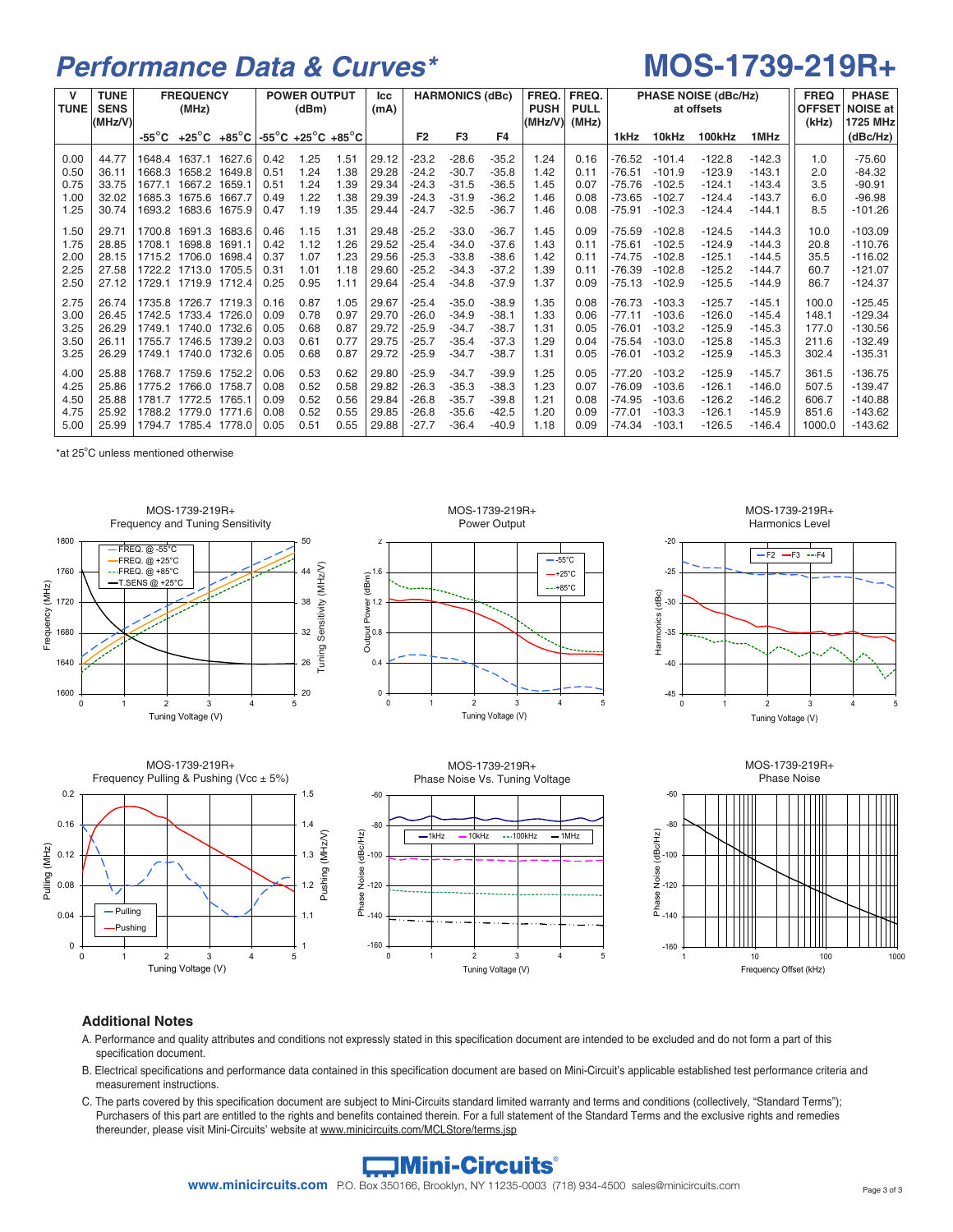# *Performance Data & Curves**

# MOS-1739-219R+

| V TUNE | TUNE SENS (MHz/V) | FREQUENCY (MHz) | | | POWER OUTPUT (dBm) | | | Icc (mA) | HARMONICS (dBc) | | | FREQ. PUSH (MHz/V) | FREQ. PULL (MHz) | PHASE NOISE (dBc/Hz) at offsets | | | | FREQ OFFSET (kHz) | PHASE NOISE at 1725 MHz (dBc/Hz) |
|---|---|---|---|---|---|---|---|---|---|---|---|---|---|---|---|---|---|---|---|
| | | -55°C | +25°C | +85°C | -55°C | +25°C | +85°C | | F2 | F3 | F4 | | | 1kHz | 10kHz | 100kHz | 1MHz | | |
| 0.00 | 44.77 | 1648.4 | 1637.1 | 1627.6 | 0.42 | 1.25 | 1.51 | 29.12 | -23.2 | -28.6 | -35.2 | 1.24 | 0.16 | -76.52 | -101.4 | -122.8 | -142.3 | 1.0 | -75.60 |
| 0.50 | 36.11 | 1668.3 | 1658.2 | 1649.8 | 0.51 | 1.24 | 1.38 | 29.28 | -24.2 | -30.7 | -35.8 | 1.42 | 0.11 | -76.51 | -101.9 | -123.9 | -143.1 | 2.0 | -84.32 |
| 0.75 | 33.75 | 1677.1 | 1667.2 | 1659.1 | 0.51 | 1.24 | 1.39 | 29.34 | -24.3 | -31.5 | -36.5 | 1.45 | 0.07 | -75.76 | -102.5 | -124.1 | -143.4 | 3.5 | -90.91 |
| 1.00 | 32.02 | 1685.3 | 1675.6 | 1667.7 | 0.49 | 1.22 | 1.38 | 29.39 | -24.3 | -31.9 | -36.2 | 1.46 | 0.08 | -73.65 | -102.7 | -124.4 | -143.7 | 6.0 | -96.98 |
| 1.25 | 30.74 | 1693.2 | 1683.6 | 1675.9 | 0.47 | 1.19 | 1.35 | 29.44 | -24.7 | -32.5 | -36.7 | 1.46 | 0.08 | -75.91 | -102.3 | -124.4 | -144.1 | 8.5 | -101.26 |
| 1.50 | 29.71 | 1700.8 | 1691.3 | 1683.6 | 0.46 | 1.15 | 1.31 | 29.48 | -25.2 | -33.0 | -36.7 | 1.45 | 0.09 | -75.59 | -102.8 | -124.5 | -144.3 | 10.0 | -103.09 |
| 1.75 | 28.85 | 1708.1 | 1698.8 | 1691.1 | 0.42 | 1.12 | 1.26 | 29.52 | -25.4 | -34.0 | -37.6 | 1.43 | 0.11 | -75.61 | -102.5 | -124.9 | -144.3 | 20.8 | -110.76 |
| 2.00 | 28.15 | 1715.2 | 1706.0 | 1698.4 | 0.37 | 1.07 | 1.23 | 29.56 | -25.3 | -33.8 | -38.6 | 1.42 | 0.11 | -74.75 | -102.8 | -125.1 | -144.5 | 35.5 | -116.02 |
| 2.25 | 27.58 | 1722.2 | 1713.0 | 1705.5 | 0.31 | 1.01 | 1.18 | 29.60 | -25.2 | -34.3 | -37.2 | 1.39 | 0.11 | -76.39 | -102.8 | -125.2 | -144.7 | 60.7 | -121.07 |
| 2.50 | 27.12 | 1729.1 | 1719.9 | 1712.4 | 0.25 | 0.95 | 1.11 | 29.64 | -25.4 | -34.8 | -37.9 | 1.37 | 0.09 | -75.13 | -102.9 | -125.5 | -144.9 | 86.7 | -124.37 |
| 2.75 | 26.74 | 1735.8 | 1726.7 | 1719.3 | 0.16 | 0.87 | 1.05 | 29.67 | -25.4 | -35.0 | -38.9 | 1.35 | 0.08 | -76.73 | -103.3 | -125.7 | -145.1 | 100.0 | -125.45 |
| 3.00 | 26.45 | 1742.5 | 1733.4 | 1726.0 | 0.09 | 0.78 | 0.97 | 29.70 | -26.0 | -34.9 | -38.1 | 1.33 | 0.06 | -77.11 | -103.6 | -126.0 | -145.4 | 148.1 | -129.34 |
| 3.25 | 26.29 | 1749.1 | 1740.0 | 1732.6 | 0.05 | 0.68 | 0.87 | 29.72 | -25.9 | -34.7 | -38.7 | 1.31 | 0.05 | -76.01 | -103.2 | -125.9 | -145.3 | 177.0 | -130.56 |
| 3.50 | 26.11 | 1755.7 | 1746.5 | 1739.2 | 0.03 | 0.61 | 0.77 | 29.75 | -25.7 | -35.4 | -37.3 | 1.29 | 0.04 | -75.54 | -103.0 | -125.8 | -145.3 | 211.6 | -132.49 |
| 3.25 | 26.29 | 1749.1 | 1740.0 | 1732.6 | 0.05 | 0.68 | 0.87 | 29.72 | -25.9 | -34.7 | -38.7 | 1.31 | 0.05 | -76.01 | -103.2 | -125.9 | -145.3 | 302.4 | -135.31 |
| 4.00 | 25.88 | 1768.7 | 1759.6 | 1752.2 | 0.06 | 0.53 | 0.62 | 29.80 | -25.9 | -34.7 | -39.9 | 1.25 | 0.05 | -77.20 | -103.2 | -125.9 | -145.7 | 361.5 | -136.75 |
| 4.25 | 25.86 | 1775.2 | 1766.0 | 1758.7 | 0.08 | 0.52 | 0.58 | 29.82 | -26.3 | -35.3 | -38.3 | 1.23 | 0.07 | -76.09 | -103.6 | -126.1 | -146.0 | 507.5 | -139.47 |
| 4.50 | 25.88 | 1781.7 | 1772.5 | 1765.1 | 0.09 | 0.52 | 0.56 | 29.84 | -26.8 | -35.7 | -39.8 | 1.21 | 0.08 | -74.95 | -103.6 | -126.2 | -146.2 | 606.7 | -140.88 |
| 4.75 | 25.92 | 1788.2 | 1779.0 | 1771.6 | 0.08 | 0.52 | 0.55 | 29.85 | -26.8 | -35.6 | -42.5 | 1.20 | 0.09 | -77.01 | -103.3 | -126.1 | -145.9 | 851.6 | -143.62 |
| 5.00 | 25.99 | 1794.7 | 1785.4 | 1778.0 | 0.05 | 0.51 | 0.55 | 29.88 | -27.7 | -36.4 | -40.9 | 1.18 | 0.09 | -74.34 | -103.1 | -126.5 | -146.4 | 1000.0 | -143.62 |

*at 25°C unless mentioned otherwise

MOS-1739-219R+
Frequency and Tuning Sensitivity
FREQ. @ -55°C
FREQ. @ +25°C
FREQ. @ +85°C
T.SENS @ +25°C
Frequency (MHz)
Tuning Sensitivity (MHz/V)
Tuning Voltage (V)

MOS-1739-219R+
Power Output
-55°C
+25°C
+85°C
Output Power (dBm)
Tuning Voltage (V)

MOS-1739-219R+
Harmonics Level
F2
F3
F4
Harmonics (dBc)
Tuning Voltage (V)

MOS-1739-219R+
Frequency Pulling & Pushing (Vcc ± 5%)
Pulling
Pushing
Pulling (MHz)
Pushing (MHz/V)
Tuning Voltage (V)

MOS-1739-219R+
Phase Noise Vs. Tuning Voltage
1kHz
10kHz
100kHz
1MHz
Phase Noise (dBc/Hz)
Tuning Voltage (V)

MOS-1739-219R+
Phase Noise
Phase Noise (dBc/Hz)
Frequency Offset (kHz)

## Additional Notes

A. Performance and quality attributes and conditions not expressly stated in this specification document are intended to be excluded and do not form a part of this specification document.

B. Electrical specifications and performance data contained in this specification document are based on Mini-Circuit's applicable established test performance criteria and measurement instructions.

C. The parts covered by this specification document are subject to Mini-Circuits standard limited warranty and terms and conditions (collectively, "Standard Terms"); Purchasers of this part are entitled to the rights and benefits contained therein. For a full statement of the Standard Terms and the exclusive rights and remedies thereunder, please visit Mini-Circuits' website at www.minicircuits.com/MCLStore/terms.jsp

Mini-Circuits®

www.minicircuits.com P.O. Box 350166, Brooklyn, NY 11235-0003 (718) 934-4500 sales@minicircuits.com